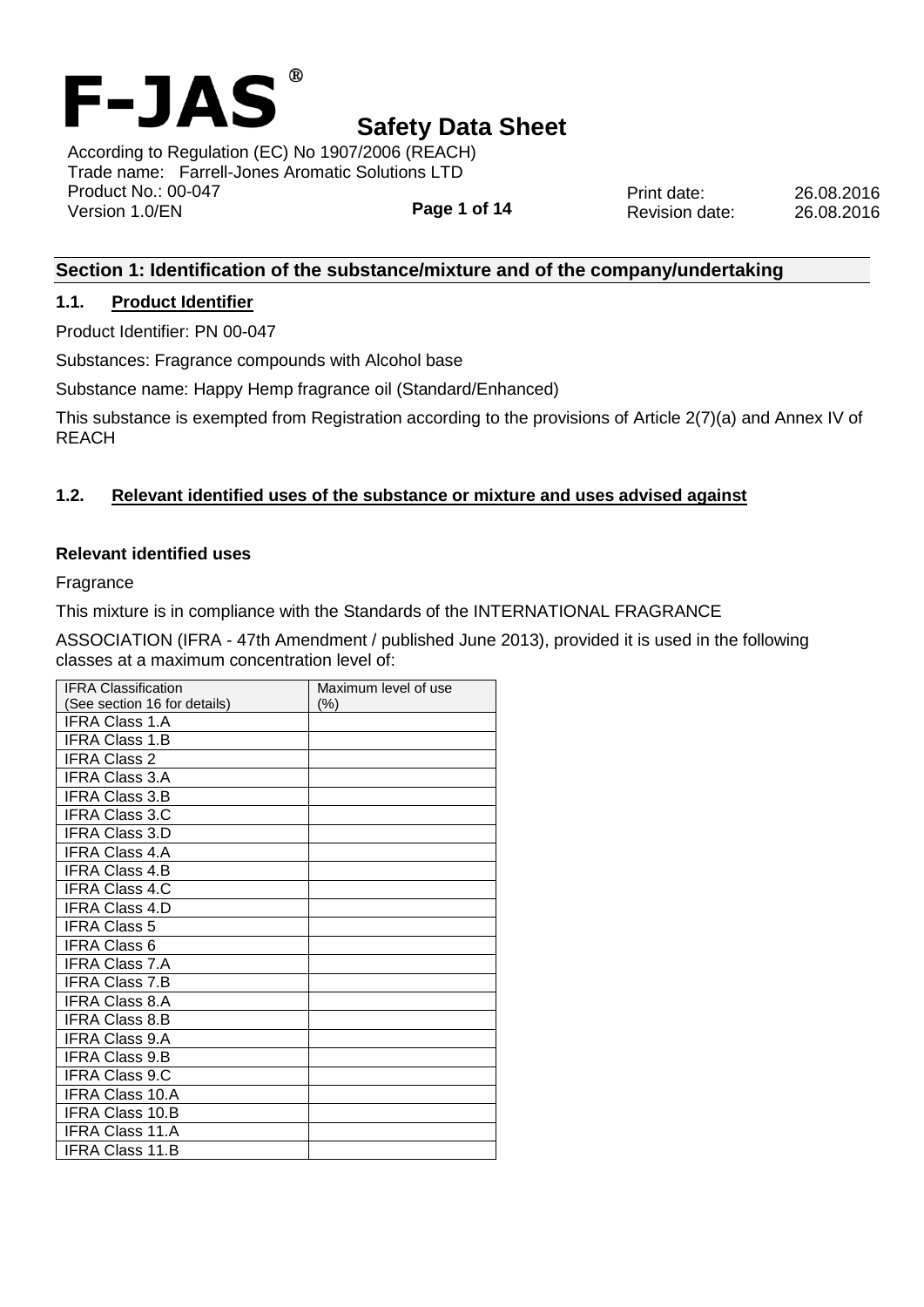# F-JAS®

## Safety Data Sheet

According to Regulation (EC) No 1907/2006 (REACH)
Trade name: Farrell-Jones Aromatic Solutions LTD
Product No.: 00-047
Version 1.0/EN

Print date: 26.08.2016
Revision date: 26.08.2016

## Section 1: Identification of the substance/mixture and of the company/undertaking

### 1.1. Product Identifier

Product Identifier: PN 00-047

Substances: Fragrance compounds with Alcohol base

Substance name: Happy Hemp fragrance oil (Standard/Enhanced)

This substance is exempted from Registration according to the provisions of Article 2(7)(a) and Annex IV of REACH

### 1.2. Relevant identified uses of the substance or mixture and uses advised against

**Relevant identified uses**

Fragrance

This mixture is in compliance with the Standards of the INTERNATIONAL FRAGRANCE

ASSOCIATION (IFRA - 47th Amendment / published June 2013), provided it is used in the following classes at a maximum concentration level of:

| IFRA Classification (See section 16 for details) | Maximum level of use (%) |
|---|---|
| IFRA Class 1.A | |
| IFRA Class 1.B | |
| IFRA Class 2 | |
| IFRA Class 3.A | |
| IFRA Class 3.B | |
| IFRA Class 3.C | |
| IFRA Class 3.D | |
| IFRA Class 4.A | |
| IFRA Class 4.B | |
| IFRA Class 4.C | |
| IFRA Class 4.D | |
| IFRA Class 5 | |
| IFRA Class 6 | |
| IFRA Class 7.A | |
| IFRA Class 7.B | |
| IFRA Class 8.A | |
| IFRA Class 8.B | |
| IFRA Class 9.A | |
| IFRA Class 9.B | |
| IFRA Class 9.C | |
| IFRA Class 10.A | |
| IFRA Class 10.B | |
| IFRA Class 11.A | |
| IFRA Class 11.B | |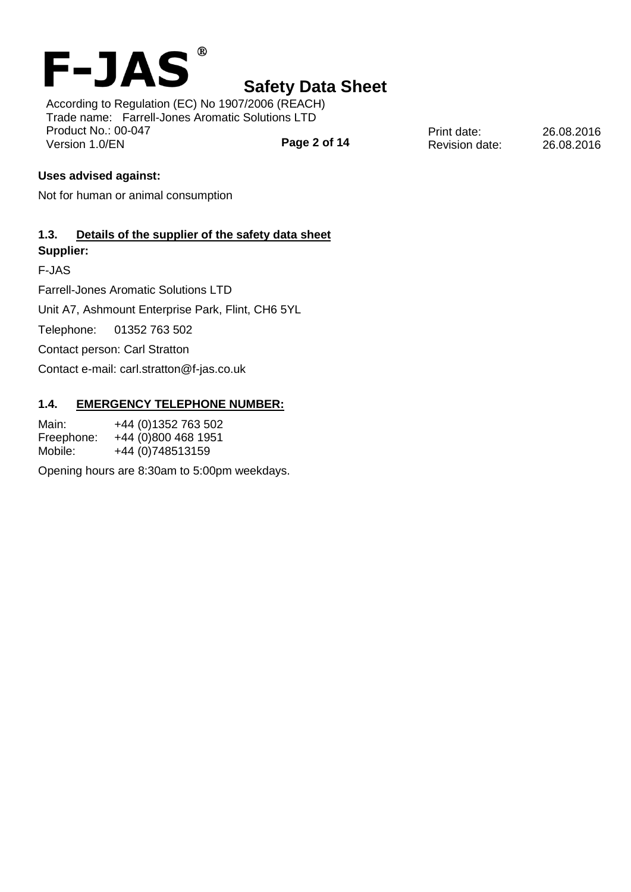**Uses advised against:**

Not for human or animal consumption

### 1.3. Details of the supplier of the safety data sheet

**Supplier:**

F-JAS

Farrell-Jones Aromatic Solutions LTD

Unit A7, Ashmount Enterprise Park, Flint, CH6 5YL

Telephone: 01352 763 502

Contact person: Carl Stratton

Contact e-mail: carl.stratton@f-jas.co.uk

### 1.4. EMERGENCY TELEPHONE NUMBER:

Main: +44 (0)1352 763 502
Freephone: +44 (0)800 468 1951
Mobile: +44 (0)748513159

Opening hours are 8:30am to 5:00pm weekdays.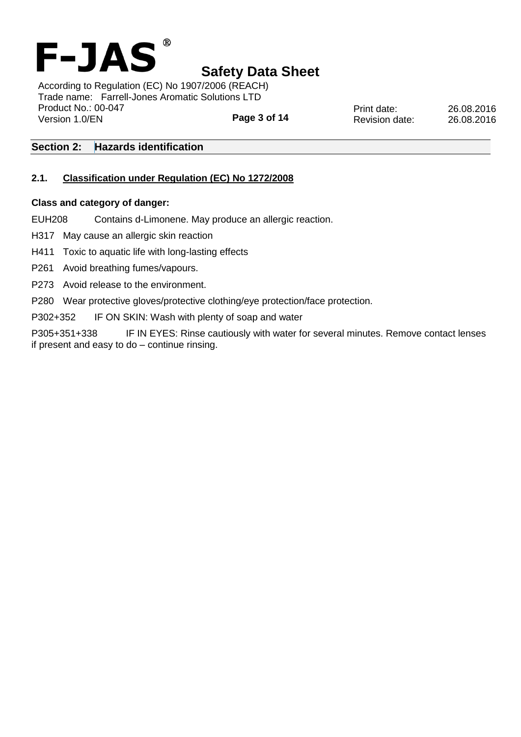## Section 2: Hazards identification

### 2.1. Classification under Regulation (EC) No 1272/2008

**Class and category of danger:**

EUH208 Contains d-Limonene. May produce an allergic reaction.

H317 May cause an allergic skin reaction

H411 Toxic to aquatic life with long-lasting effects

P261 Avoid breathing fumes/vapours.

P273 Avoid release to the environment.

P280 Wear protective gloves/protective clothing/eye protection/face protection.

P302+352 IF ON SKIN: Wash with plenty of soap and water

P305+351+338 IF IN EYES: Rinse cautiously with water for several minutes. Remove contact lenses if present and easy to do – continue rinsing.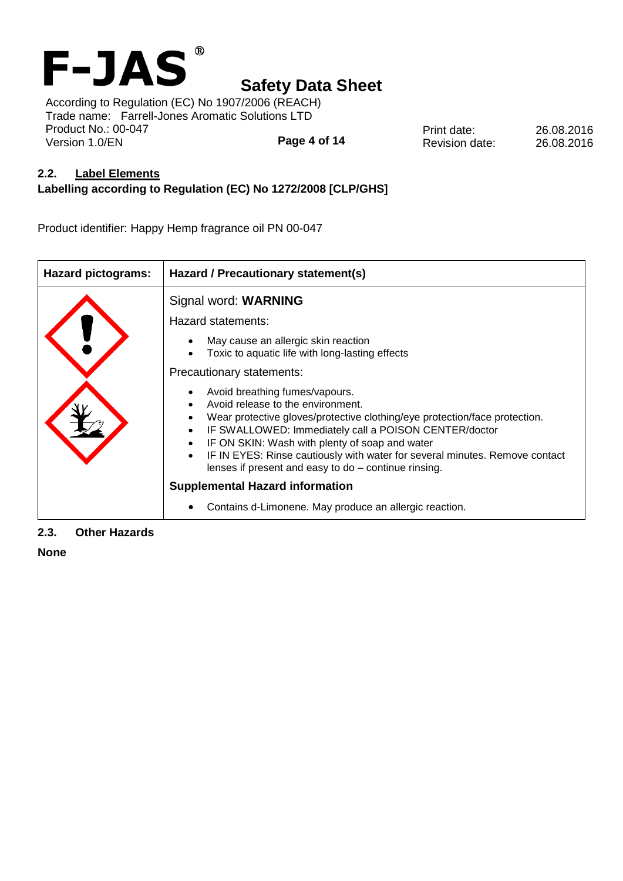## 2.2. Label Elements

**Labelling according to Regulation (EC) No 1272/2008 [CLP/GHS]**

Product identifier: Happy Hemp fragrance oil PN 00-047

| Hazard pictograms: | Hazard / Precautionary statement(s) |
|---|---|
| | Signal word: **WARNING**<br><br>Hazard statements:<br>• May cause an allergic skin reaction<br>• Toxic to aquatic life with long-lasting effects<br><br>Precautionary statements:<br>• Avoid breathing fumes/vapours.<br>• Avoid release to the environment.<br>• Wear protective gloves/protective clothing/eye protection/face protection.<br>• IF SWALLOWED: Immediately call a POISON CENTER/doctor<br>• IF ON SKIN: Wash with plenty of soap and water<br>• IF IN EYES: Rinse cautiously with water for several minutes. Remove contact lenses if present and easy to do – continue rinsing.<br><br>**Supplemental Hazard information**<br>• Contains d-Limonene. May produce an allergic reaction. |

## 2.3. Other Hazards

**None**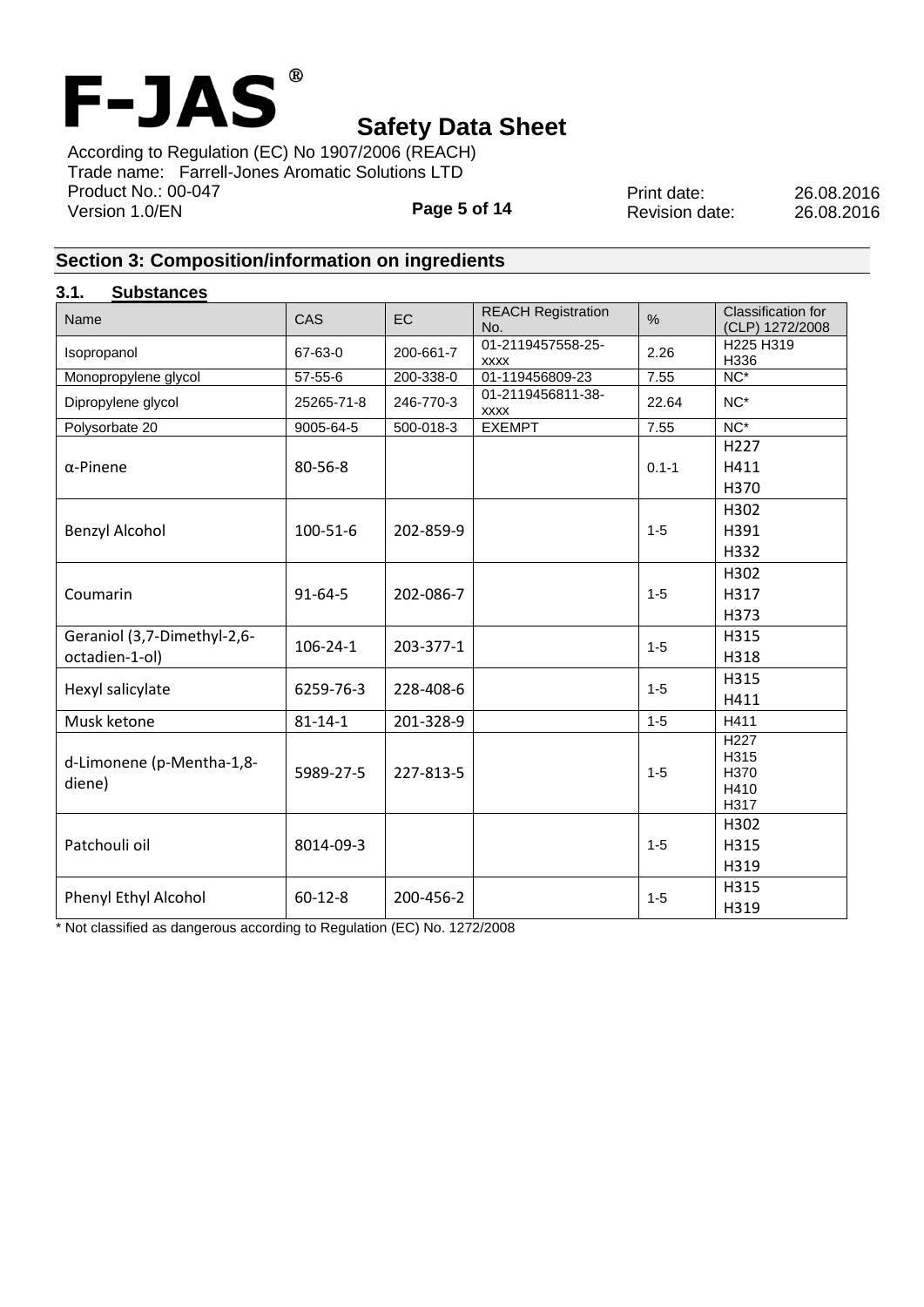## Section 3: Composition/information on ingredients

### 3.1. Substances

| Name | CAS | EC | REACH Registration No. | % | Classification for (CLP) 1272/2008 |
|---|---|---|---|---|---|
| Isopropanol | 67-63-0 | 200-661-7 | 01-2119457558-25-xxxx | 2.26 | H225 H319 H336 |
| Monopropylene glycol | 57-55-6 | 200-338-0 | 01-119456809-23 | 7.55 | NC* |
| Dipropylene glycol | 25265-71-8 | 246-770-3 | 01-2119456811-38-xxxx | 22.64 | NC* |
| Polysorbate 20 | 9005-64-5 | 500-018-3 | EXEMPT | 7.55 | NC* |
| α-Pinene | 80-56-8 | | | 0.1-1 | H227 H411 H370 |
| Benzyl Alcohol | 100-51-6 | 202-859-9 | | 1-5 | H302 H391 H332 |
| Coumarin | 91-64-5 | 202-086-7 | | 1-5 | H302 H317 H373 |
| Geraniol (3,7-Dimethyl-2,6-octadien-1-ol) | 106-24-1 | 203-377-1 | | 1-5 | H315 H318 |
| Hexyl salicylate | 6259-76-3 | 228-408-6 | | 1-5 | H315 H411 |
| Musk ketone | 81-14-1 | 201-328-9 | | 1-5 | H411 |
| d-Limonene (p-Mentha-1,8-diene) | 5989-27-5 | 227-813-5 | | 1-5 | H227 H315 H370 H410 H317 |
| Patchouli oil | 8014-09-3 | | | 1-5 | H302 H315 H319 |
| Phenyl Ethyl Alcohol | 60-12-8 | 200-456-2 | | 1-5 | H315 H319 |

* Not classified as dangerous according to Regulation (EC) No. 1272/2008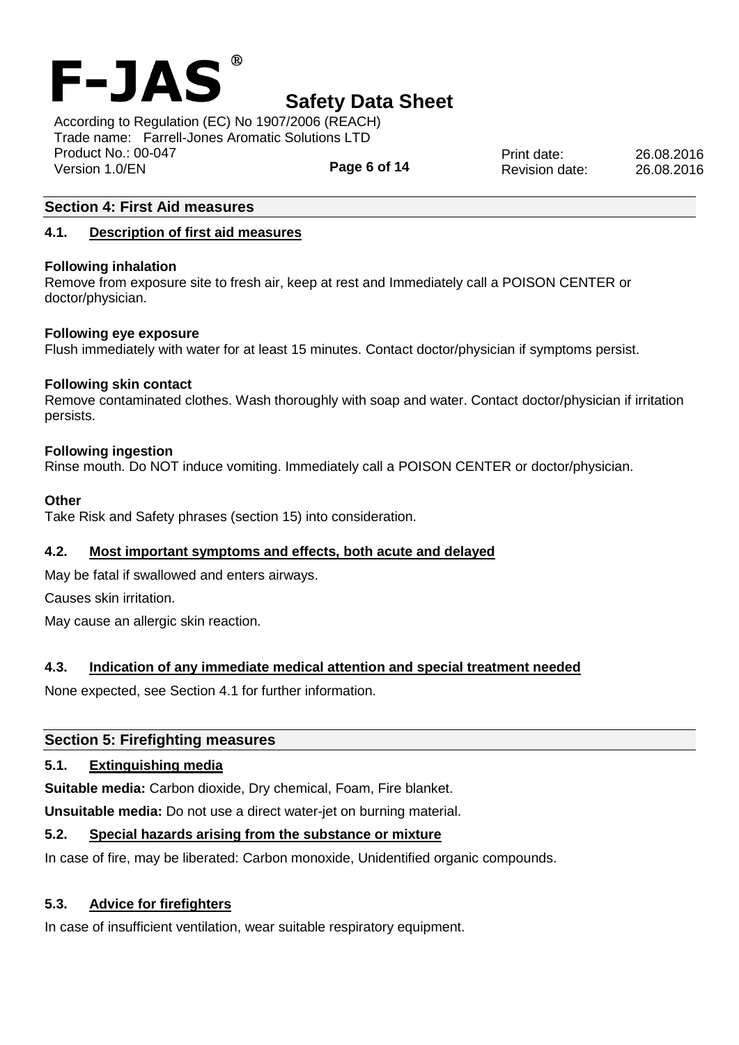## Section 4: First Aid measures

### 4.1. Description of first aid measures

**Following inhalation**

Remove from exposure site to fresh air, keep at rest and Immediately call a POISON CENTER or doctor/physician.

**Following eye exposure**

Flush immediately with water for at least 15 minutes. Contact doctor/physician if symptoms persist.

**Following skin contact**

Remove contaminated clothes. Wash thoroughly with soap and water. Contact doctor/physician if irritation persists.

**Following ingestion**

Rinse mouth. Do NOT induce vomiting. Immediately call a POISON CENTER or doctor/physician.

**Other**

Take Risk and Safety phrases (section 15) into consideration.

### 4.2. Most important symptoms and effects, both acute and delayed

May be fatal if swallowed and enters airways.

Causes skin irritation.

May cause an allergic skin reaction.

### 4.3. Indication of any immediate medical attention and special treatment needed

None expected, see Section 4.1 for further information.

## Section 5: Firefighting measures

### 5.1. Extinguishing media

**Suitable media:** Carbon dioxide, Dry chemical, Foam, Fire blanket.

**Unsuitable media:** Do not use a direct water-jet on burning material.

### 5.2. Special hazards arising from the substance or mixture

In case of fire, may be liberated: Carbon monoxide, Unidentified organic compounds.

### 5.3. Advice for firefighters

In case of insufficient ventilation, wear suitable respiratory equipment.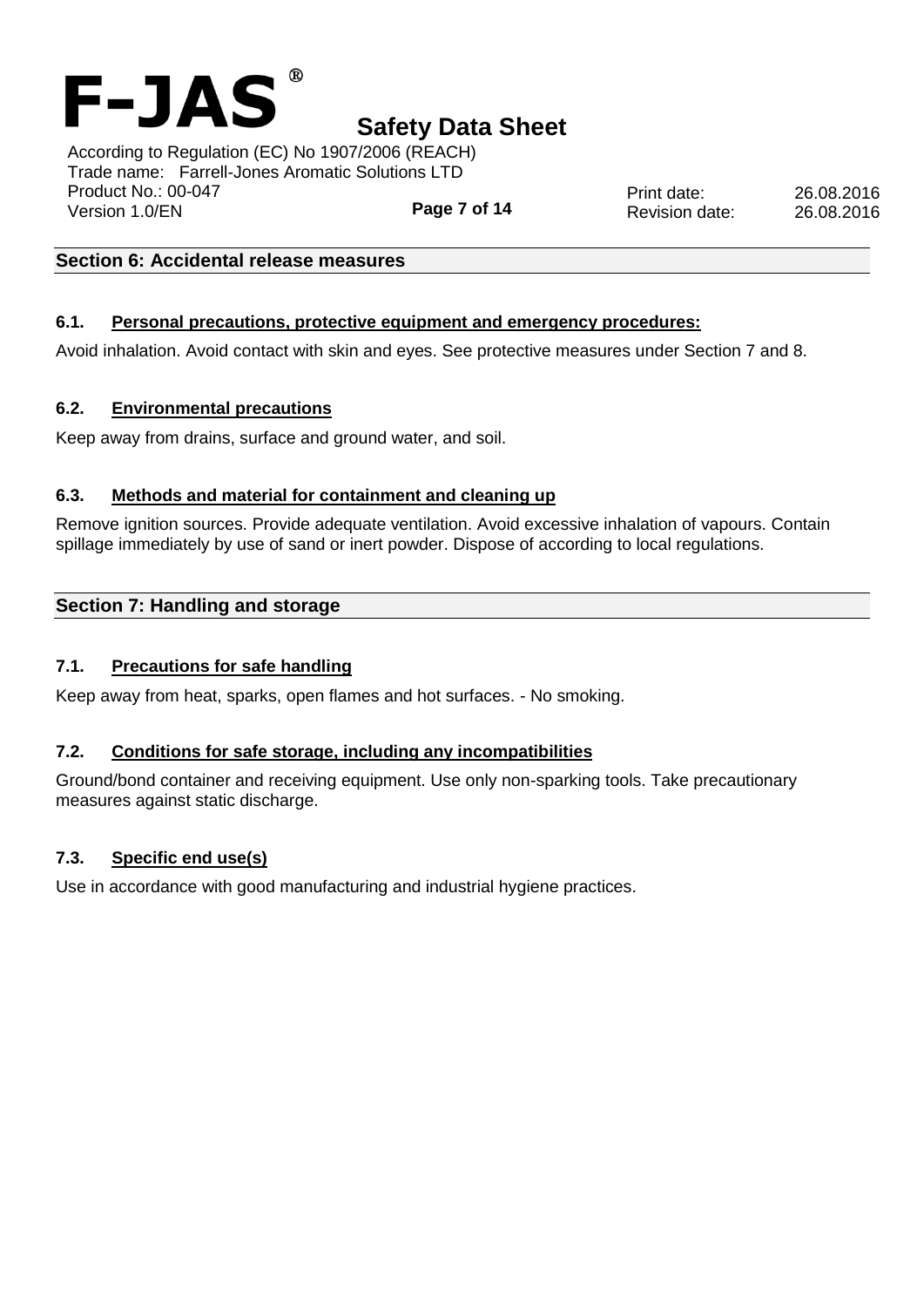## Section 6: Accidental release measures

### 6.1. Personal precautions, protective equipment and emergency procedures:

Avoid inhalation. Avoid contact with skin and eyes. See protective measures under Section 7 and 8.

### 6.2. Environmental precautions

Keep away from drains, surface and ground water, and soil.

### 6.3. Methods and material for containment and cleaning up

Remove ignition sources. Provide adequate ventilation. Avoid excessive inhalation of vapours. Contain spillage immediately by use of sand or inert powder. Dispose of according to local regulations.

## Section 7: Handling and storage

### 7.1. Precautions for safe handling

Keep away from heat, sparks, open flames and hot surfaces. - No smoking.

### 7.2. Conditions for safe storage, including any incompatibilities

Ground/bond container and receiving equipment. Use only non-sparking tools. Take precautionary measures against static discharge.

### 7.3. Specific end use(s)

Use in accordance with good manufacturing and industrial hygiene practices.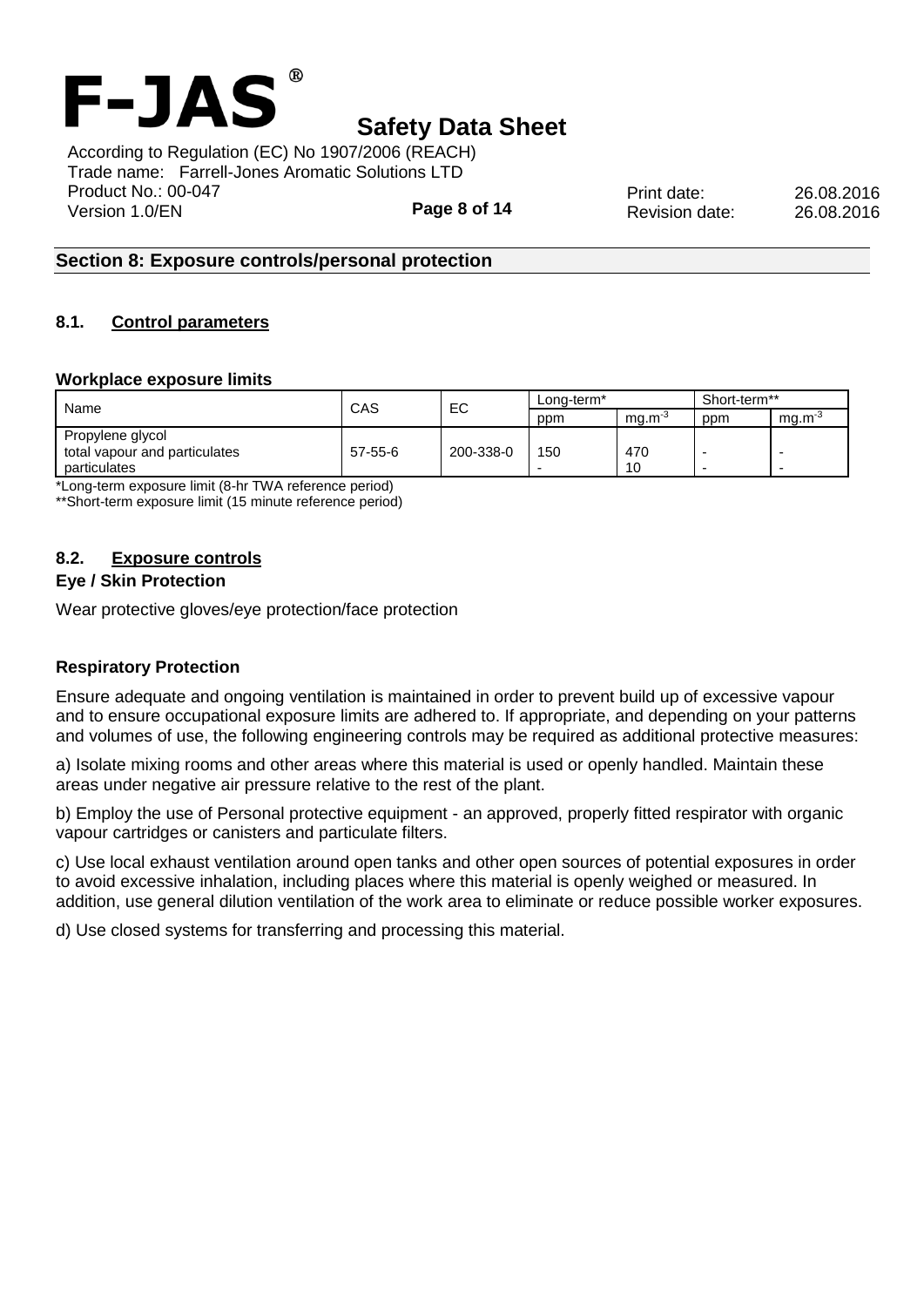## Section 8: Exposure controls/personal protection

### 8.1. Control parameters

**Workplace exposure limits**

| Name | CAS | EC | Long-term* | | Short-term** | |
|---|---|---|---|---|---|---|
| | | | ppm | $mg.m^{-3}$ | ppm | $mg.m^{-3}$ |
| Propylene glycol<br>total vapour and particulates<br>particulates | 57-55-6 | 200-338-0 | 150<br>- | 470<br>10 | -<br>- | -<br>- |

*Long-term exposure limit (8-hr TWA reference period)

**Short-term exposure limit (15 minute reference period)

### 8.2. Exposure controls

**Eye / Skin Protection**

Wear protective gloves/eye protection/face protection

**Respiratory Protection**

Ensure adequate and ongoing ventilation is maintained in order to prevent build up of excessive vapour and to ensure occupational exposure limits are adhered to. If appropriate, and depending on your patterns and volumes of use, the following engineering controls may be required as additional protective measures:

a) Isolate mixing rooms and other areas where this material is used or openly handled. Maintain these areas under negative air pressure relative to the rest of the plant.

b) Employ the use of Personal protective equipment - an approved, properly fitted respirator with organic vapour cartridges or canisters and particulate filters.

c) Use local exhaust ventilation around open tanks and other open sources of potential exposures in order to avoid excessive inhalation, including places where this material is openly weighed or measured. In addition, use general dilution ventilation of the work area to eliminate or reduce possible worker exposures.

d) Use closed systems for transferring and processing this material.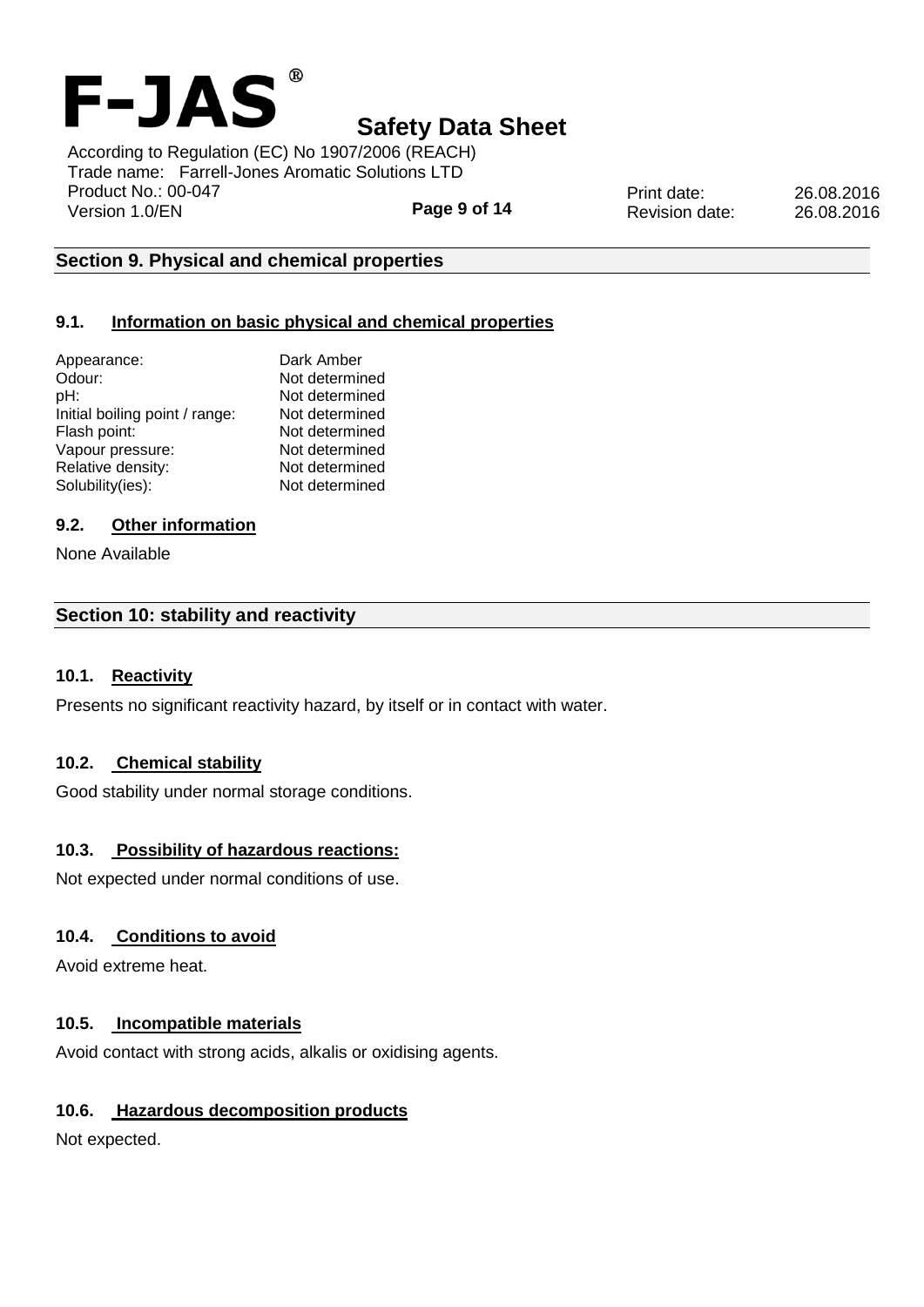## Section 9. Physical and chemical properties

### 9.1. Information on basic physical and chemical properties

| | |
|---|---|
| Appearance: | Dark Amber |
| Odour: | Not determined |
| pH: | Not determined |
| Initial boiling point / range: | Not determined |
| Flash point: | Not determined |
| Vapour pressure: | Not determined |
| Relative density: | Not determined |
| Solubility(ies): | Not determined |

### 9.2. Other information

None Available

## Section 10: stability and reactivity

### 10.1. Reactivity

Presents no significant reactivity hazard, by itself or in contact with water.

### 10.2. Chemical stability

Good stability under normal storage conditions.

### 10.3. Possibility of hazardous reactions:

Not expected under normal conditions of use.

### 10.4. Conditions to avoid

Avoid extreme heat.

### 10.5. Incompatible materials

Avoid contact with strong acids, alkalis or oxidising agents.

### 10.6. Hazardous decomposition products

Not expected.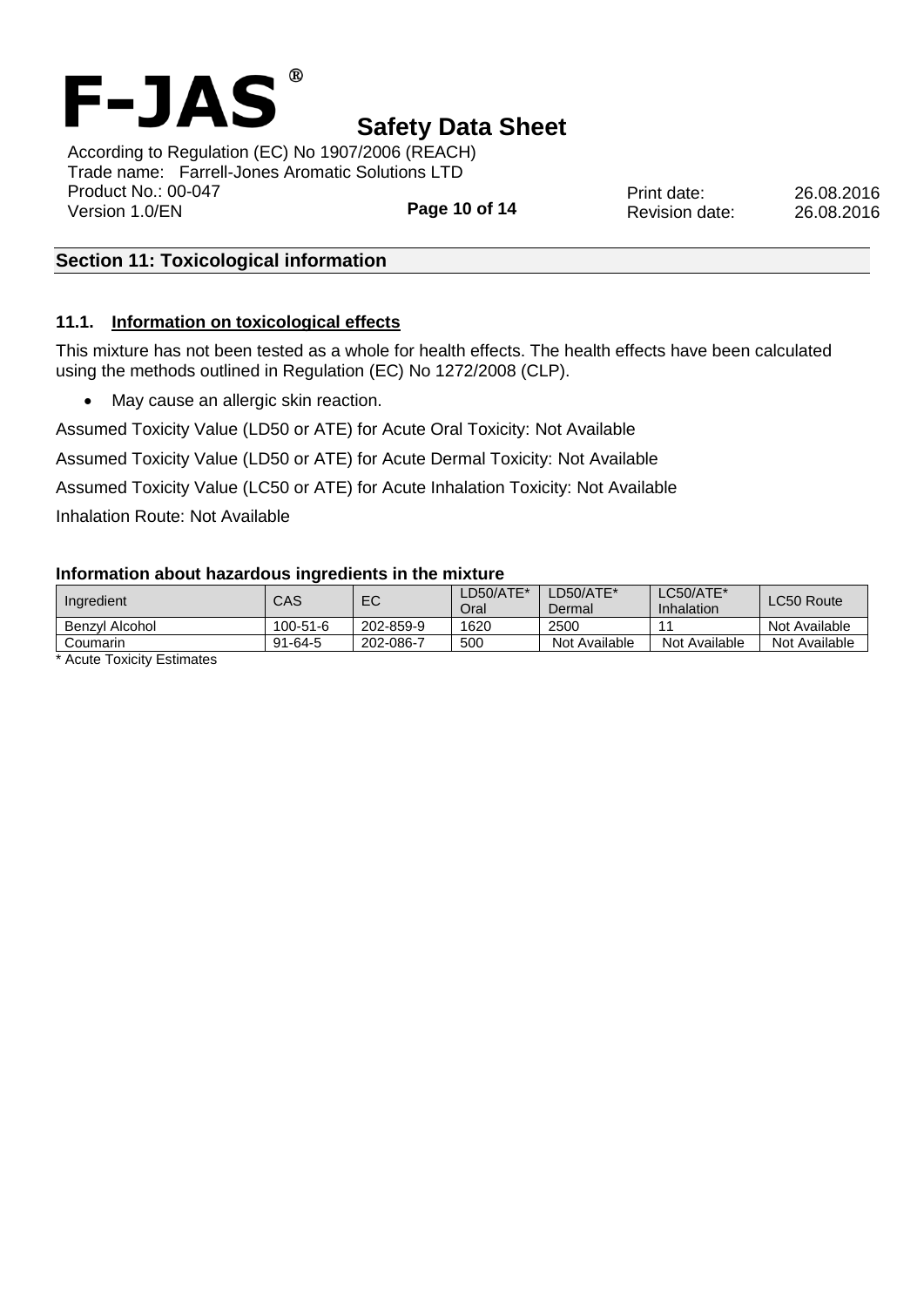## Section 11: Toxicological information

### 11.1. Information on toxicological effects

This mixture has not been tested as a whole for health effects. The health effects have been calculated using the methods outlined in Regulation (EC) No 1272/2008 (CLP).

- May cause an allergic skin reaction.

Assumed Toxicity Value (LD50 or ATE) for Acute Oral Toxicity: Not Available

Assumed Toxicity Value (LD50 or ATE) for Acute Dermal Toxicity: Not Available

Assumed Toxicity Value (LC50 or ATE) for Acute Inhalation Toxicity: Not Available

Inhalation Route: Not Available

**Information about hazardous ingredients in the mixture**

| Ingredient | CAS | EC | LD50/ATE* Oral | LD50/ATE* Dermal | LC50/ATE* Inhalation | LC50 Route |
|---|---|---|---|---|---|---|
| Benzyl Alcohol | 100-51-6 | 202-859-9 | 1620 | 2500 | 11 | Not Available |
| Coumarin | 91-64-5 | 202-086-7 | 500 | Not Available | Not Available | Not Available |

* Acute Toxicity Estimates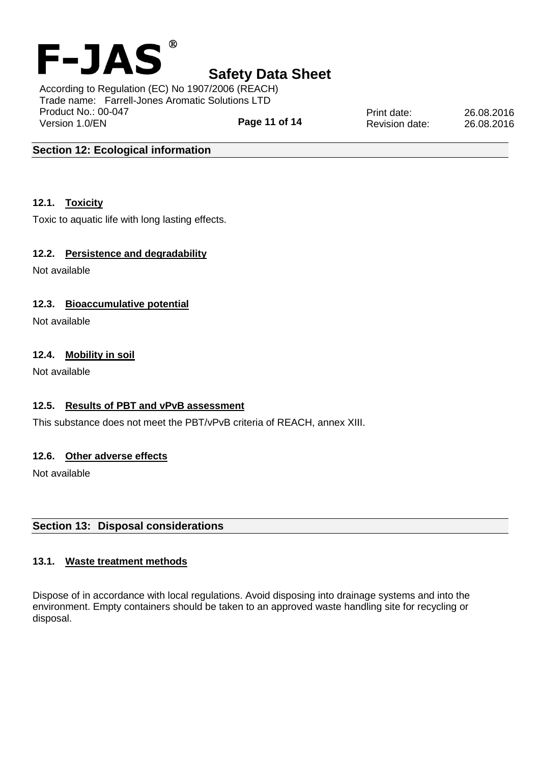## Section 12: Ecological information

### 12.1. Toxicity

Toxic to aquatic life with long lasting effects.

### 12.2. Persistence and degradability

Not available

### 12.3. Bioaccumulative potential

Not available

### 12.4. Mobility in soil

Not available

### 12.5. Results of PBT and vPvB assessment

This substance does not meet the PBT/vPvB criteria of REACH, annex XIII.

### 12.6. Other adverse effects

Not available

## Section 13: Disposal considerations

### 13.1. Waste treatment methods

Dispose of in accordance with local regulations. Avoid disposing into drainage systems and into the environment. Empty containers should be taken to an approved waste handling site for recycling or disposal.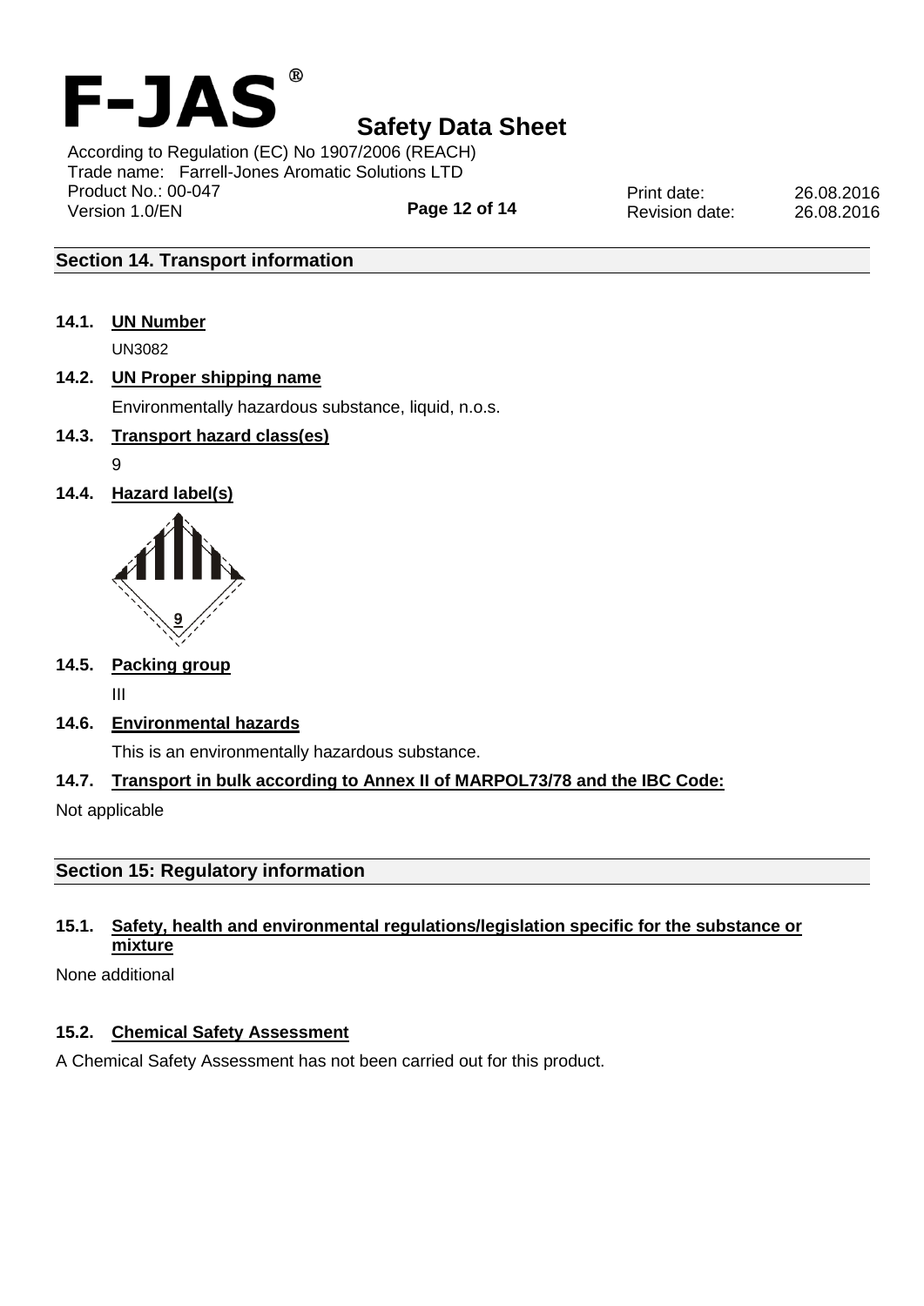## Section 14. Transport information

### 14.1. UN Number

UN3082

### 14.2. UN Proper shipping name

Environmentally hazardous substance, liquid, n.o.s.

### 14.3. Transport hazard class(es)

9

### 14.4. Hazard label(s)

### 14.5. Packing group

III

### 14.6. Environmental hazards

This is an environmentally hazardous substance.

### 14.7. Transport in bulk according to Annex II of MARPOL73/78 and the IBC Code:

Not applicable

## Section 15: Regulatory information

### 15.1. Safety, health and environmental regulations/legislation specific for the substance or mixture

None additional

### 15.2. Chemical Safety Assessment

A Chemical Safety Assessment has not been carried out for this product.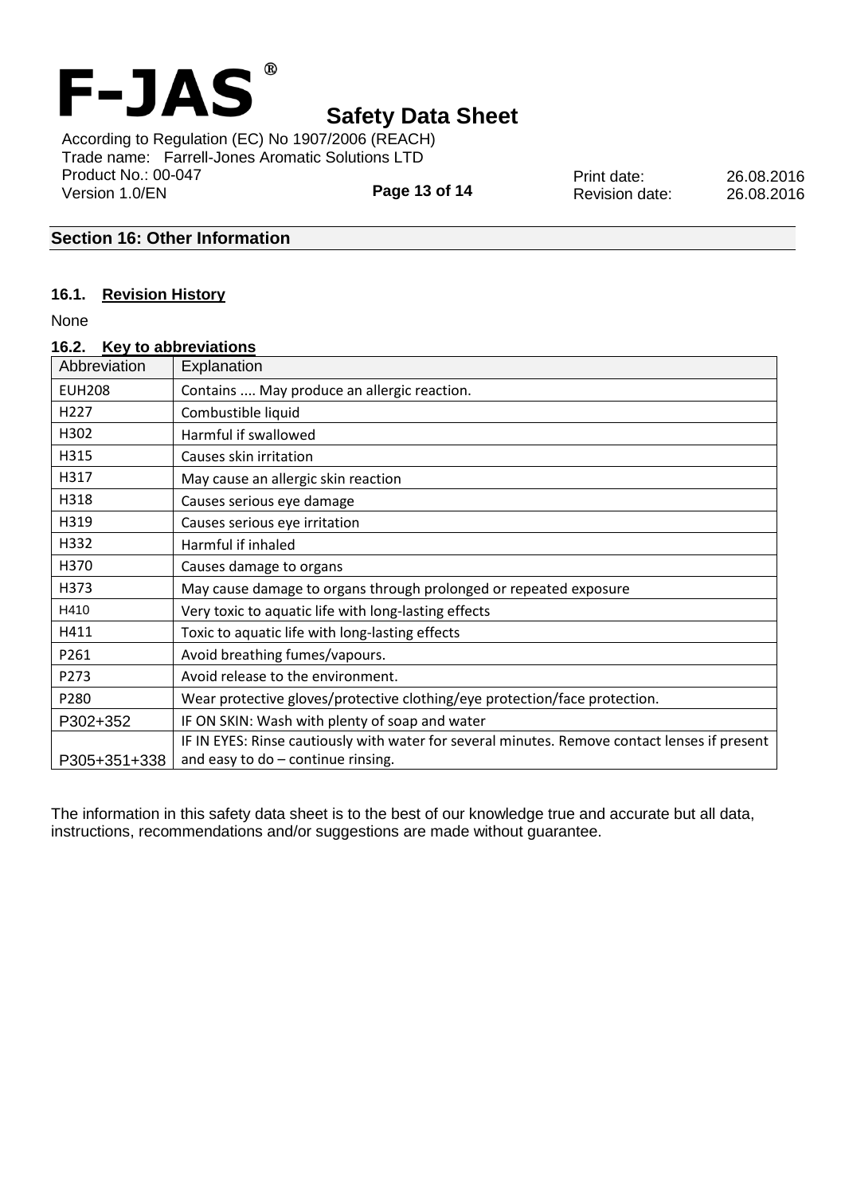## Section 16: Other Information

### 16.1. Revision History

None

### 16.2. Key to abbreviations

| Abbreviation | Explanation |
|---|---|
| EUH208 | Contains .... May produce an allergic reaction. |
| H227 | Combustible liquid |
| H302 | Harmful if swallowed |
| H315 | Causes skin irritation |
| H317 | May cause an allergic skin reaction |
| H318 | Causes serious eye damage |
| H319 | Causes serious eye irritation |
| H332 | Harmful if inhaled |
| H370 | Causes damage to organs |
| H373 | May cause damage to organs through prolonged or repeated exposure |
| H410 | Very toxic to aquatic life with long-lasting effects |
| H411 | Toxic to aquatic life with long-lasting effects |
| P261 | Avoid breathing fumes/vapours. |
| P273 | Avoid release to the environment. |
| P280 | Wear protective gloves/protective clothing/eye protection/face protection. |
| P302+352 | IF ON SKIN: Wash with plenty of soap and water |
| P305+351+338 | IF IN EYES: Rinse cautiously with water for several minutes. Remove contact lenses if present and easy to do – continue rinsing. |

The information in this safety data sheet is to the best of our knowledge true and accurate but all data, instructions, recommendations and/or suggestions are made without guarantee.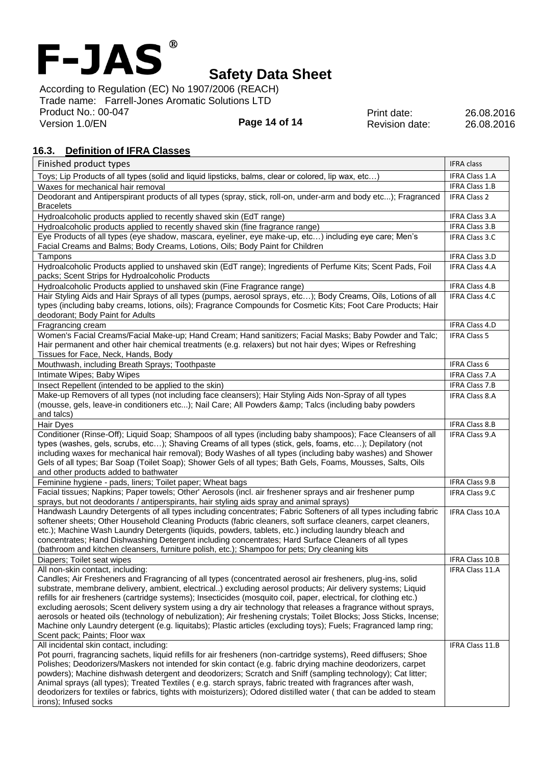### 16.3. Definition of IFRA Classes

| Finished product types | IFRA class |
|---|---|
| Toys; Lip Products of all types (solid and liquid lipsticks, balms, clear or colored, lip wax, etc…) | IFRA Class 1.A |
| Waxes for mechanical hair removal | IFRA Class 1.B |
| Deodorant and Antiperspirant products of all types (spray, stick, roll-on, under-arm and body etc...); Fragranced Bracelets | IFRA Class 2 |
| Hydroalcoholic products applied to recently shaved skin (EdT range) | IFRA Class 3.A |
| Hydroalcoholic products applied to recently shaved skin (fine fragrance range) | IFRA Class 3.B |
| Eye Products of all types (eye shadow, mascara, eyeliner, eye make-up, etc…) including eye care; Men's Facial Creams and Balms; Body Creams, Lotions, Oils; Body Paint for Children | IFRA Class 3.C |
| Tampons | IFRA Class 3.D |
| Hydroalcoholic Products applied to unshaved skin (EdT range); Ingredients of Perfume Kits; Scent Pads, Foil packs; Scent Strips for Hydroalcoholic Products | IFRA Class 4.A |
| Hydroalcoholic Products applied to unshaved skin (Fine Fragrance range) | IFRA Class 4.B |
| Hair Styling Aids and Hair Sprays of all types (pumps, aerosol sprays, etc…); Body Creams, Oils, Lotions of all types (including baby creams, lotions, oils); Fragrance Compounds for Cosmetic Kits; Foot Care Products; Hair deodorant; Body Paint for Adults | IFRA Class 4.C |
| Fragrancing cream | IFRA Class 4.D |
| Women's Facial Creams/Facial Make-up; Hand Cream; Hand sanitizers; Facial Masks; Baby Powder and Talc; Hair permanent and other hair chemical treatments (e.g. relaxers) but not hair dyes; Wipes or Refreshing Tissues for Face, Neck, Hands, Body | IFRA Class 5 |
| Mouthwash, including Breath Sprays; Toothpaste | IFRA Class 6 |
| Intimate Wipes; Baby Wipes | IFRA Class 7.A |
| Insect Repellent (intended to be applied to the skin) | IFRA Class 7.B |
| Make-up Removers of all types (not including face cleansers); Hair Styling Aids Non-Spray of all types (mousse, gels, leave-in conditioners etc...); Nail Care; All Powders &amp; Talcs (including baby powders and talcs) | IFRA Class 8.A |
| Hair Dyes | IFRA Class 8.B |
| Conditioner (Rinse-Off); Liquid Soap; Shampoos of all types (including baby shampoos); Face Cleansers of all types (washes, gels, scrubs, etc…); Shaving Creams of all types (stick, gels, foams, etc…); Depilatory (not including waxes for mechanical hair removal); Body Washes of all types (including baby washes) and Shower Gels of all types; Bar Soap (Toilet Soap); Shower Gels of all types; Bath Gels, Foams, Mousses, Salts, Oils and other products added to bathwater | IFRA Class 9.A |
| Feminine hygiene - pads, liners; Toilet paper; Wheat bags | IFRA Class 9.B |
| Facial tissues; Napkins; Paper towels; Other' Aerosols (incl. air freshener sprays and air freshener pump sprays, but not deodorants / antiperspirants, hair styling aids spray and animal sprays) | IFRA Class 9.C |
| Handwash Laundry Detergents of all types including concentrates; Fabric Softeners of all types including fabric softener sheets; Other Household Cleaning Products (fabric cleaners, soft surface cleaners, carpet cleaners, etc.); Machine Wash Laundry Detergents (liquids, powders, tablets, etc.) including laundry bleach and concentrates; Hand Dishwashing Detergent including concentrates; Hard Surface Cleaners of all types (bathroom and kitchen cleansers, furniture polish, etc.); Shampoo for pets; Dry cleaning kits | IFRA Class 10.A |
| Diapers; Toilet seat wipes | IFRA Class 10.B |
| All non-skin contact, including: Candles; Air Fresheners and Fragrancing of all types (concentrated aerosol air fresheners, plug-ins, solid substrate, membrane delivery, ambient, electrical..) excluding aerosol products; Air delivery systems; Liquid refills for air fresheners (cartridge systems); Insecticides (mosquito coil, paper, electrical, for clothing etc.) excluding aerosols; Scent delivery system using a dry air technology that releases a fragrance without sprays, aerosols or heated oils (technology of nebulization); Air freshening crystals; Toilet Blocks; Joss Sticks, Incense; Machine only Laundry detergent (e.g. liquitabs); Plastic articles (excluding toys); Fuels; Fragranced lamp ring; Scent pack; Paints; Floor wax | IFRA Class 11.A |
| All incidental skin contact, including: Pot pourri, fragrancing sachets, liquid refills for air fresheners (non-cartridge systems), Reed diffusers; Shoe Polishes; Deodorizers/Maskers not intended for skin contact (e.g. fabric drying machine deodorizers, carpet powders); Machine dishwash detergent and deodorizers; Scratch and Sniff (sampling technology); Cat litter; Animal sprays (all types); Treated Textiles ( e.g. starch sprays, fabric treated with fragrances after wash, deodorizers for textiles or fabrics, tights with moisturizers); Odored distilled water ( that can be added to steam irons); Infused socks | IFRA Class 11.B |